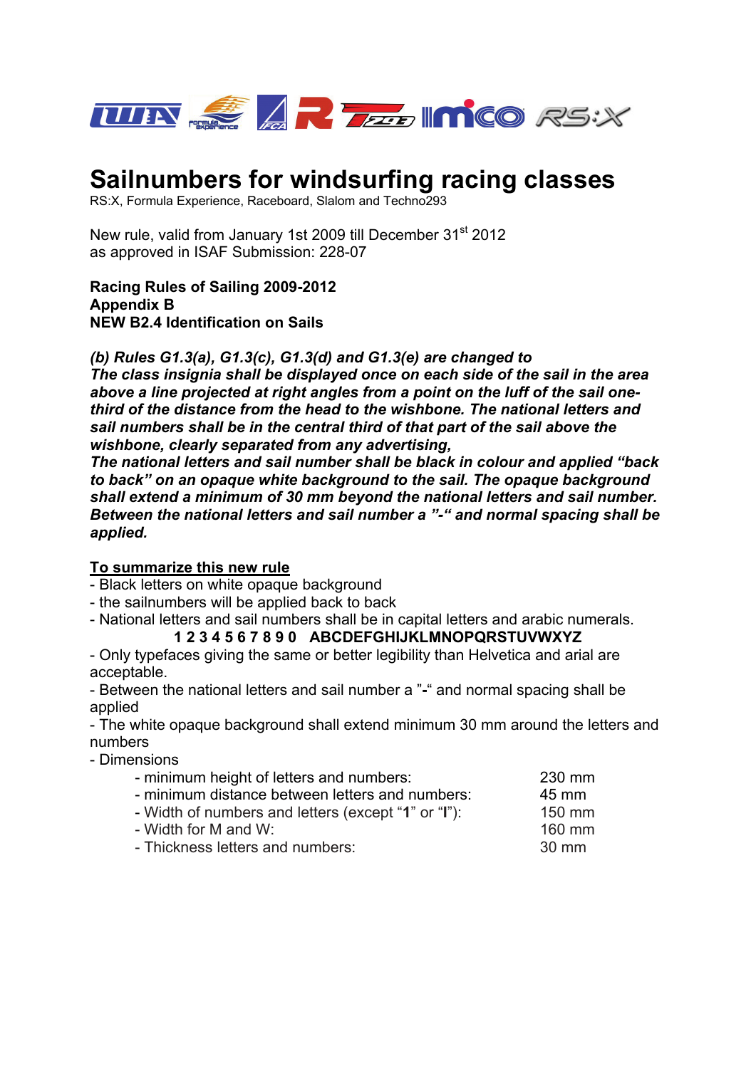# Sailnumbers for windsurfing racing classes

RS:X, Formula Experience, Raceboard, Slalom and Techno293

New rule, valid from January 1st 2009 till December 31st 2012
as approved in ISAF Submission: 228-07

**Racing Rules of Sailing 2009-2012**
**Appendix B**
**NEW B2.4 Identification on Sails**

***(b) Rules G1.3(a), G1.3(c), G1.3(d) and G1.3(e) are changed to***
***The class insignia shall be displayed once on each side of the sail in the area above a line projected at right angles from a point on the luff of the sail one-third of the distance from the head to the wishbone. The national letters and sail numbers shall be in the central third of that part of the sail above the wishbone, clearly separated from any advertising,***
***The national letters and sail number shall be black in colour and applied "back to back" on an opaque white background to the sail. The opaque background shall extend a minimum of 30 mm beyond the national letters and sail number. Between the national letters and sail number a "-" and normal spacing shall be applied.***

## To summarize this new rule

- Black letters on white opaque background
- the sailnumbers will be applied back to back
- National letters and sail numbers shall be in capital letters and arabic numerals.

  **1 2 3 4 5 6 7 8 9 0 ABCDEFGHIJKLMNOPQRSTUVWXYZ**
- Only typefaces giving the same or better legibility than Helvetica and arial are acceptable.
- Between the national letters and sail number a "**-**" and normal spacing shall be applied
- The white opaque background shall extend minimum 30 mm around the letters and numbers
- Dimensions
  - minimum height of letters and numbers: 230 mm
  - minimum distance between letters and numbers: 45 mm
  - Width of numbers and letters (except "**1**" or "**I**"): 150 mm
  - Width for M and W: 160 mm
  - Thickness letters and numbers: 30 mm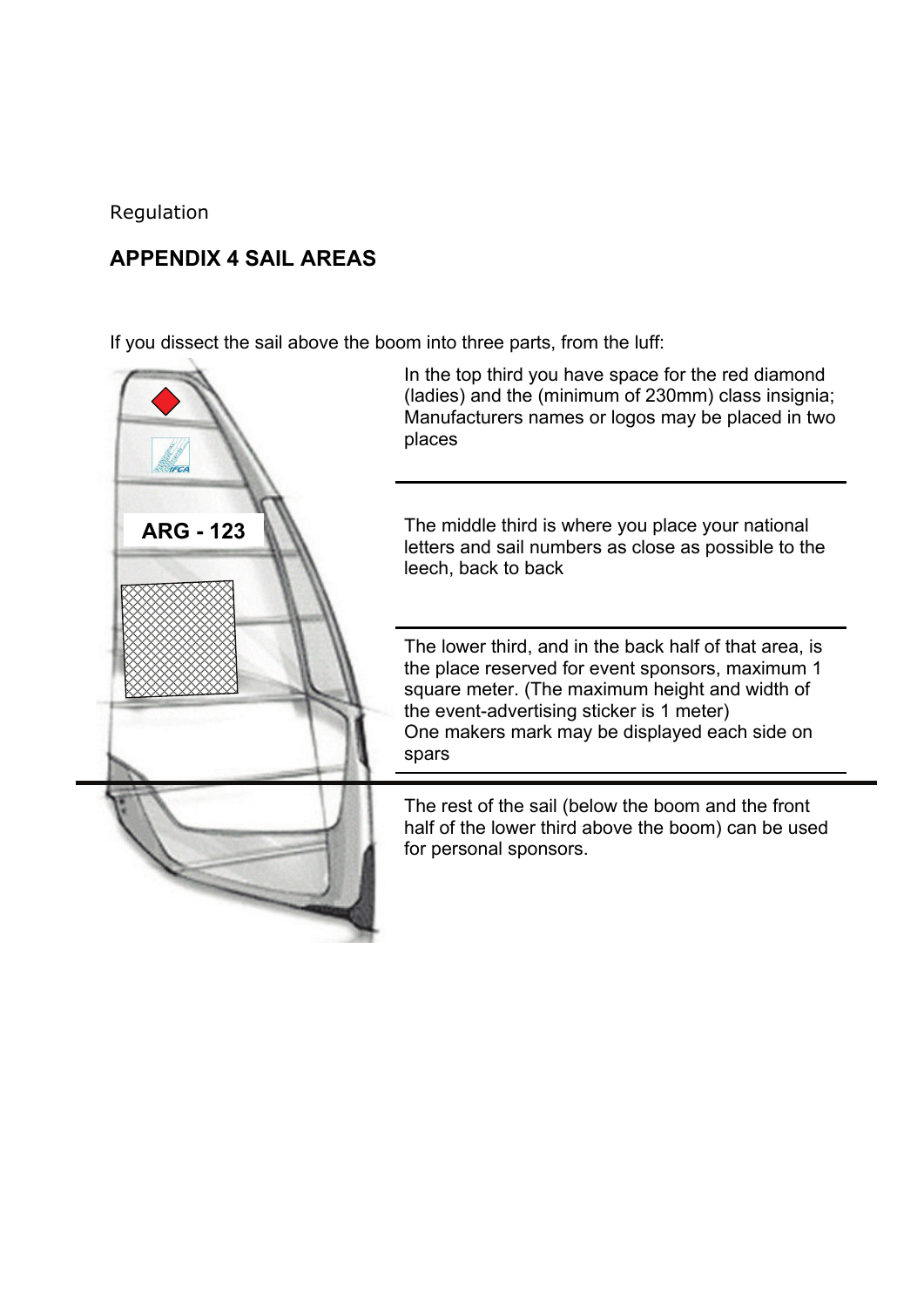Regulation

## APPENDIX 4 SAIL AREAS

If you dissect the sail above the boom into three parts, from the luff:

ARG - 123

In the top third you have space for the red diamond (ladies) and the (minimum of 230mm) class insignia; Manufacturers names or logos may be placed in two places

The middle third is where you place your national letters and sail numbers as close as possible to the leech, back to back

The lower third, and in the back half of that area, is the place reserved for event sponsors, maximum 1 square meter. (The maximum height and width of the event-advertising sticker is 1 meter)
One makers mark may be displayed each side on spars

The rest of the sail (below the boom and the front half of the lower third above the boom) can be used for personal sponsors.